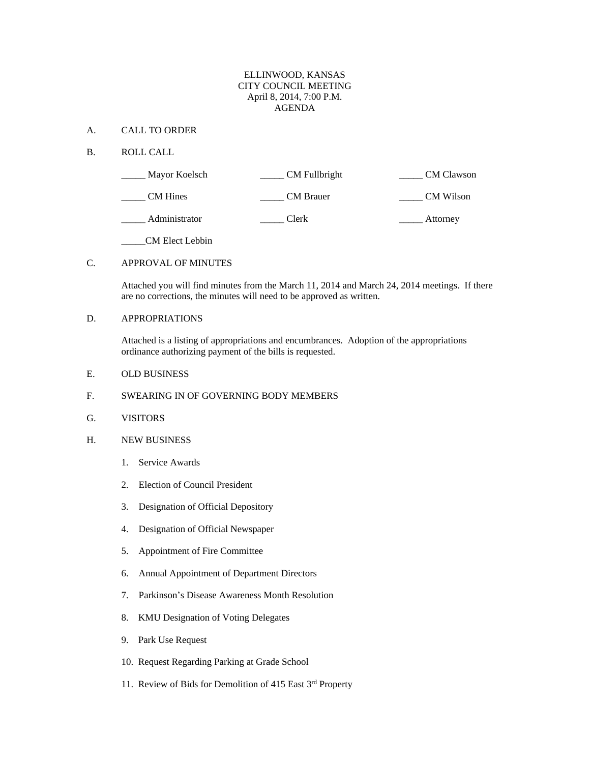ELLINWOOD, KANSAS
CITY COUNCIL MEETING
April 8, 2014, 7:00 P.M.
AGENDA

A. CALL TO ORDER

B. ROLL CALL

| | | |
|---|---|---|
| _____ Mayor Koelsch | _____ CM Fullbright | _____ CM Clawson |
| _____ CM Hines | _____ CM Brauer | _____ CM Wilson |
| _____ Administrator | _____ Clerk | _____ Attorney |
| _____CM Elect Lebbin | | |

C. APPROVAL OF MINUTES

Attached you will find minutes from the March 11, 2014 and March 24, 2014 meetings. If there are no corrections, the minutes will need to be approved as written.

D. APPROPRIATIONS

Attached is a listing of appropriations and encumbrances. Adoption of the appropriations ordinance authorizing payment of the bills is requested.

E. OLD BUSINESS

F. SWEARING IN OF GOVERNING BODY MEMBERS

G. VISITORS

H. NEW BUSINESS

1. Service Awards
2. Election of Council President
3. Designation of Official Depository
4. Designation of Official Newspaper
5. Appointment of Fire Committee
6. Annual Appointment of Department Directors
7. Parkinson's Disease Awareness Month Resolution
8. KMU Designation of Voting Delegates
9. Park Use Request
10. Request Regarding Parking at Grade School
11. Review of Bids for Demolition of 415 East 3rd Property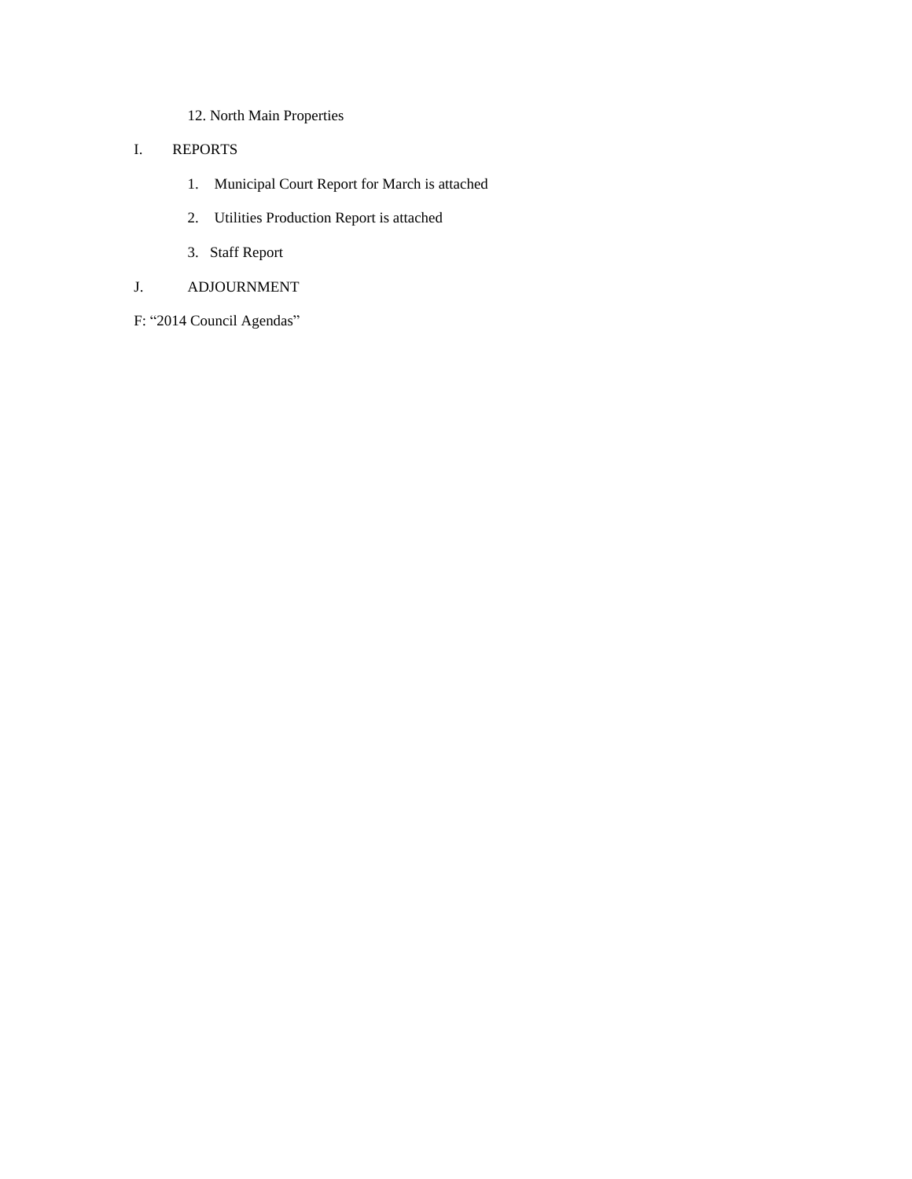12. North Main Properties

I. REPORTS

1. Municipal Court Report for March is attached

2. Utilities Production Report is attached

3. Staff Report

J. ADJOURNMENT

F: “2014 Council Agendas”